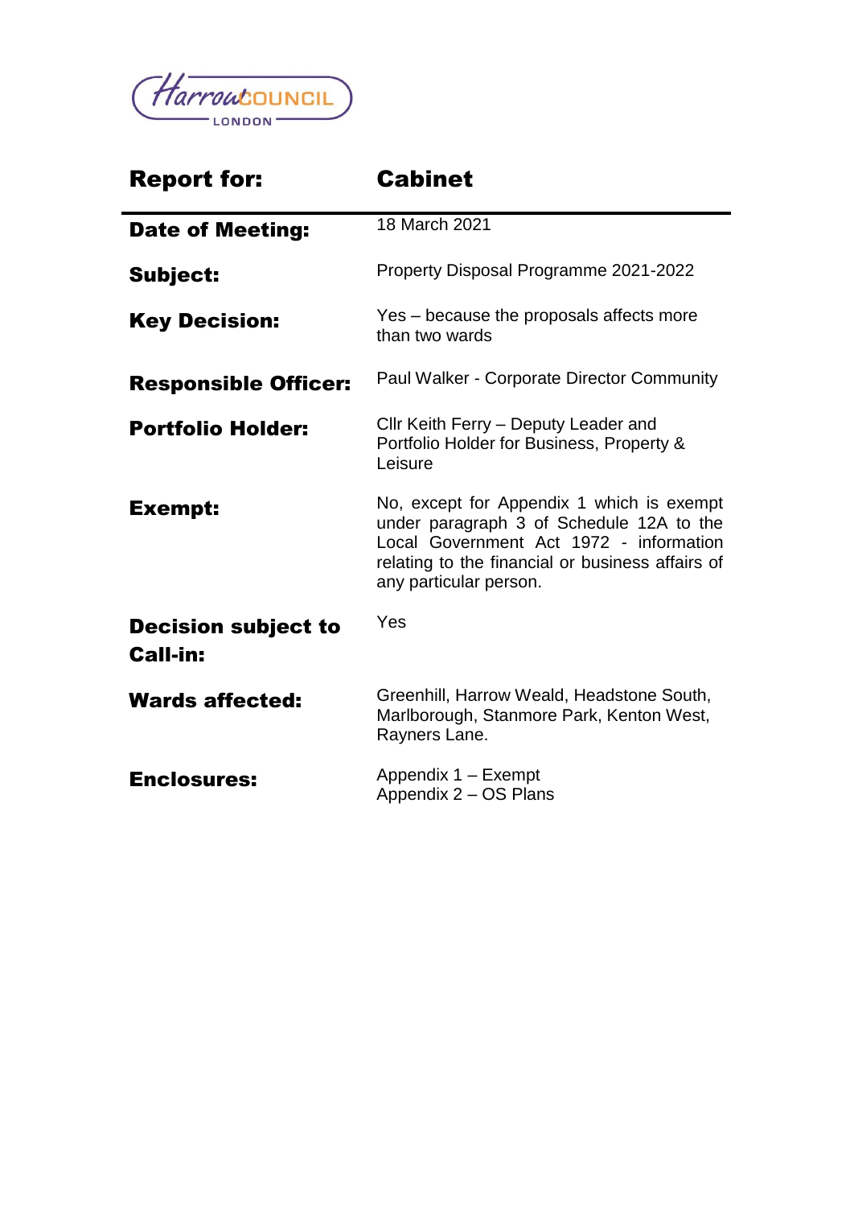Harrow COUNCIL LONDON

| Report for: | Cabinet |
| --- | --- |
| **Date of Meeting:** | 18 March 2021 |
| **Subject:** | Property Disposal Programme 2021-2022 |
| **Key Decision:** | Yes – because the proposals affects more than two wards |
| **Responsible Officer:** | Paul Walker - Corporate Director Community |
| **Portfolio Holder:** | Cllr Keith Ferry – Deputy Leader and Portfolio Holder for Business, Property & Leisure |
| **Exempt:** | No, except for Appendix 1 which is exempt under paragraph 3 of Schedule 12A to the Local Government Act 1972 - information relating to the financial or business affairs of any particular person. |
| **Decision subject to Call-in:** | Yes |
| **Wards affected:** | Greenhill, Harrow Weald, Headstone South, Marlborough, Stanmore Park, Kenton West, Rayners Lane. |
| **Enclosures:** | Appendix 1 – Exempt<br>Appendix 2 – OS Plans |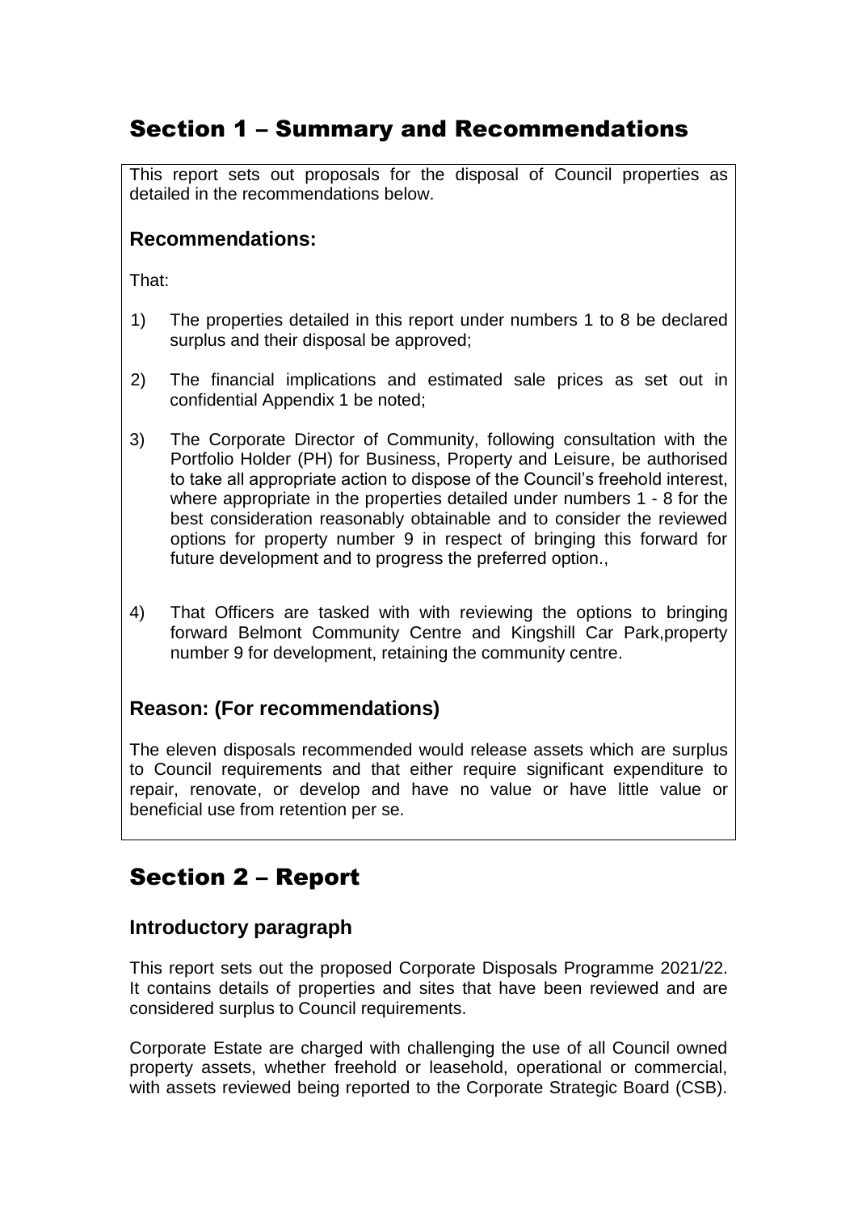# Section 1 – Summary and Recommendations

This report sets out proposals for the disposal of Council properties as detailed in the recommendations below.

## Recommendations:

That:

1) The properties detailed in this report under numbers 1 to 8 be declared surplus and their disposal be approved;

2) The financial implications and estimated sale prices as set out in confidential Appendix 1 be noted;

3) The Corporate Director of Community, following consultation with the Portfolio Holder (PH) for Business, Property and Leisure, be authorised to take all appropriate action to dispose of the Council's freehold interest, where appropriate in the properties detailed under numbers 1 - 8 for the best consideration reasonably obtainable and to consider the reviewed options for property number 9 in respect of bringing this forward for future development and to progress the preferred option.,

4) That Officers are tasked with with reviewing the options to bringing forward Belmont Community Centre and Kingshill Car Park,property number 9 for development, retaining the community centre.

## Reason: (For recommendations)

The eleven disposals recommended would release assets which are surplus to Council requirements and that either require significant expenditure to repair, renovate, or develop and have no value or have little value or beneficial use from retention per se.

# Section 2 – Report

## Introductory paragraph

This report sets out the proposed Corporate Disposals Programme 2021/22. It contains details of properties and sites that have been reviewed and are considered surplus to Council requirements.

Corporate Estate are charged with challenging the use of all Council owned property assets, whether freehold or leasehold, operational or commercial, with assets reviewed being reported to the Corporate Strategic Board (CSB).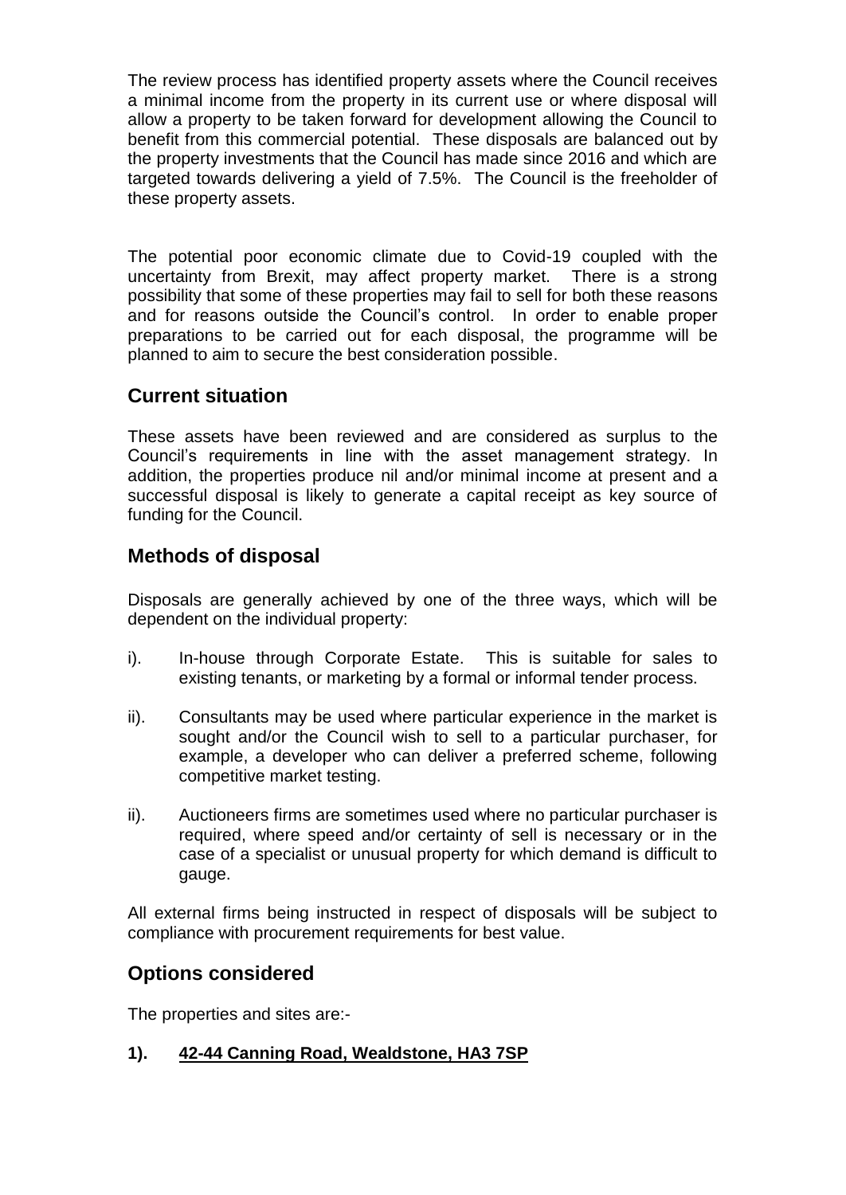The review process has identified property assets where the Council receives a minimal income from the property in its current use or where disposal will allow a property to be taken forward for development allowing the Council to benefit from this commercial potential. These disposals are balanced out by the property investments that the Council has made since 2016 and which are targeted towards delivering a yield of 7.5%. The Council is the freeholder of these property assets.

The potential poor economic climate due to Covid-19 coupled with the uncertainty from Brexit, may affect property market. There is a strong possibility that some of these properties may fail to sell for both these reasons and for reasons outside the Council's control. In order to enable proper preparations to be carried out for each disposal, the programme will be planned to aim to secure the best consideration possible.

## Current situation

These assets have been reviewed and are considered as surplus to the Council's requirements in line with the asset management strategy. In addition, the properties produce nil and/or minimal income at present and a successful disposal is likely to generate a capital receipt as key source of funding for the Council.

## Methods of disposal

Disposals are generally achieved by one of the three ways, which will be dependent on the individual property:

i). In-house through Corporate Estate. This is suitable for sales to existing tenants, or marketing by a formal or informal tender process.

ii). Consultants may be used where particular experience in the market is sought and/or the Council wish to sell to a particular purchaser, for example, a developer who can deliver a preferred scheme, following competitive market testing.

ii). Auctioneers firms are sometimes used where no particular purchaser is required, where speed and/or certainty of sell is necessary or in the case of a specialist or unusual property for which demand is difficult to gauge.

All external firms being instructed in respect of disposals will be subject to compliance with procurement requirements for best value.

## Options considered

The properties and sites are:-

**1). <u>42-44 Canning Road, Wealdstone, HA3 7SP</u>**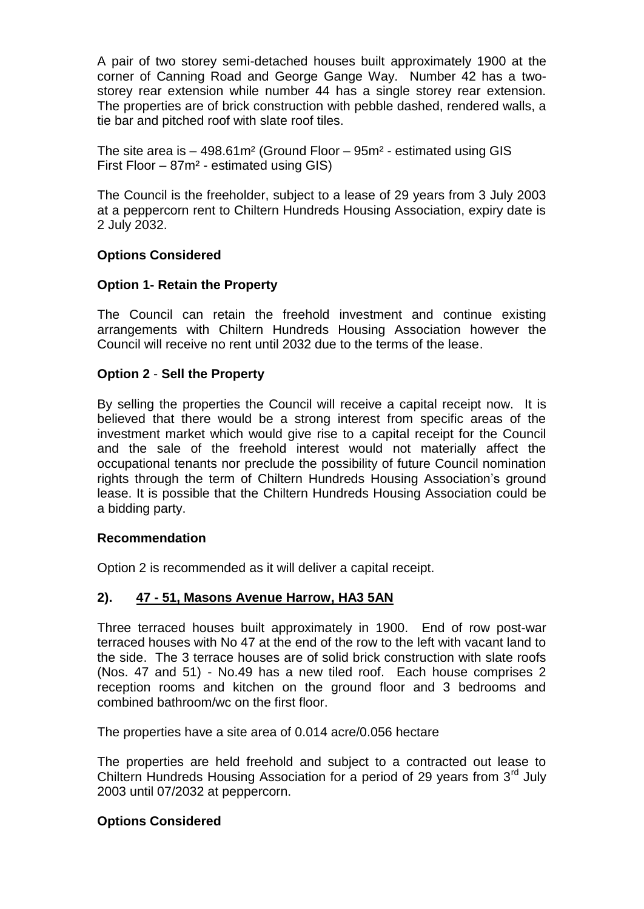A pair of two storey semi-detached houses built approximately 1900 at the corner of Canning Road and George Gange Way. Number 42 has a two-storey rear extension while number 44 has a single storey rear extension. The properties are of brick construction with pebble dashed, rendered walls, a tie bar and pitched roof with slate roof tiles.

The site area is – 498.61m² (Ground Floor – 95m² - estimated using GIS First Floor – 87m² - estimated using GIS)

The Council is the freeholder, subject to a lease of 29 years from 3 July 2003 at a peppercorn rent to Chiltern Hundreds Housing Association, expiry date is 2 July 2032.

**Options Considered**

**Option 1- Retain the Property**

The Council can retain the freehold investment and continue existing arrangements with Chiltern Hundreds Housing Association however the Council will receive no rent until 2032 due to the terms of the lease.

**Option 2** - **Sell the Property**

By selling the properties the Council will receive a capital receipt now. It is believed that there would be a strong interest from specific areas of the investment market which would give rise to a capital receipt for the Council and the sale of the freehold interest would not materially affect the occupational tenants nor preclude the possibility of future Council nomination rights through the term of Chiltern Hundreds Housing Association's ground lease. It is possible that the Chiltern Hundreds Housing Association could be a bidding party.

**Recommendation**

Option 2 is recommended as it will deliver a capital receipt.

## 2). 47 - 51, Masons Avenue Harrow, HA3 5AN

Three terraced houses built approximately in 1900. End of row post-war terraced houses with No 47 at the end of the row to the left with vacant land to the side. The 3 terrace houses are of solid brick construction with slate roofs (Nos. 47 and 51) - No.49 has a new tiled roof. Each house comprises 2 reception rooms and kitchen on the ground floor and 3 bedrooms and combined bathroom/wc on the first floor.

The properties have a site area of 0.014 acre/0.056 hectare

The properties are held freehold and subject to a contracted out lease to Chiltern Hundreds Housing Association for a period of 29 years from 3rd July 2003 until 07/2032 at peppercorn.

**Options Considered**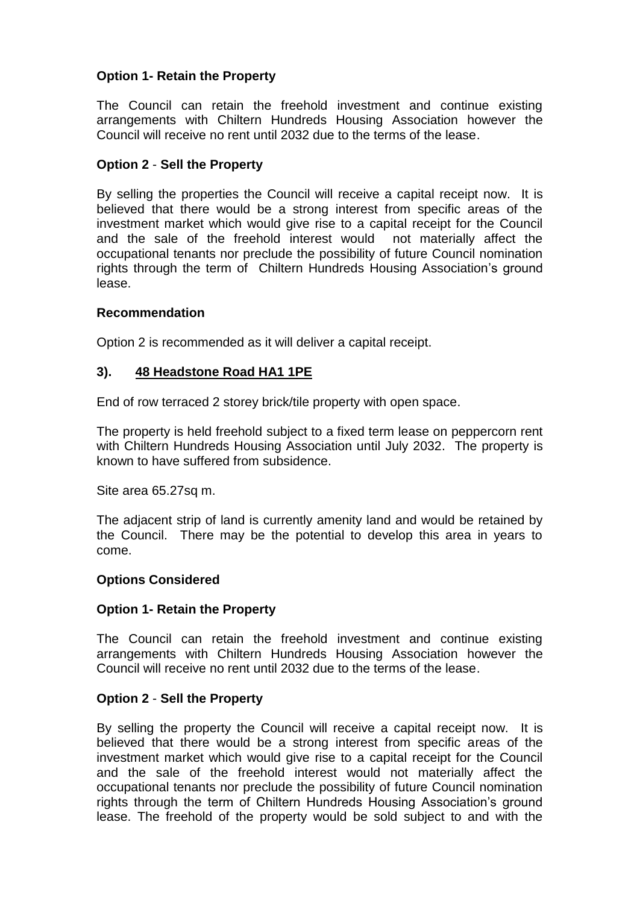**Option 1- Retain the Property**

The Council can retain the freehold investment and continue existing arrangements with Chiltern Hundreds Housing Association however the Council will receive no rent until 2032 due to the terms of the lease.

**Option 2** - **Sell the Property**

By selling the properties the Council will receive a capital receipt now. It is believed that there would be a strong interest from specific areas of the investment market which would give rise to a capital receipt for the Council and the sale of the freehold interest would not materially affect the occupational tenants nor preclude the possibility of future Council nomination rights through the term of Chiltern Hundreds Housing Association's ground lease.

**Recommendation**

Option 2 is recommended as it will deliver a capital receipt.

### 3). <u>48 Headstone Road HA1 1PE</u>

End of row terraced 2 storey brick/tile property with open space.

The property is held freehold subject to a fixed term lease on peppercorn rent with Chiltern Hundreds Housing Association until July 2032. The property is known to have suffered from subsidence.

Site area 65.27sq m.

The adjacent strip of land is currently amenity land and would be retained by the Council. There may be the potential to develop this area in years to come.

**Options Considered**

**Option 1- Retain the Property**

The Council can retain the freehold investment and continue existing arrangements with Chiltern Hundreds Housing Association however the Council will receive no rent until 2032 due to the terms of the lease.

**Option 2** - **Sell the Property**

By selling the property the Council will receive a capital receipt now. It is believed that there would be a strong interest from specific areas of the investment market which would give rise to a capital receipt for the Council and the sale of the freehold interest would not materially affect the occupational tenants nor preclude the possibility of future Council nomination rights through the term of Chiltern Hundreds Housing Association's ground lease. The freehold of the property would be sold subject to and with the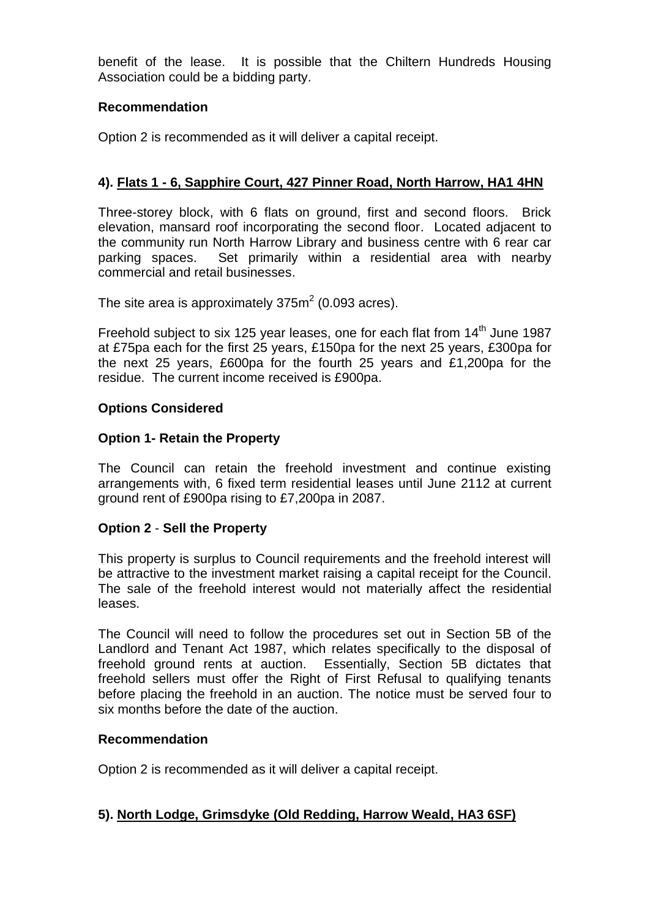benefit of the lease. It is possible that the Chiltern Hundreds Housing Association could be a bidding party.

**Recommendation**

Option 2 is recommended as it will deliver a capital receipt.

**4). Flats 1 - 6, Sapphire Court, 427 Pinner Road, North Harrow, HA1 4HN**

Three-storey block, with 6 flats on ground, first and second floors. Brick elevation, mansard roof incorporating the second floor. Located adjacent to the community run North Harrow Library and business centre with 6 rear car parking spaces. Set primarily within a residential area with nearby commercial and retail businesses.

The site area is approximately 375m$^2$ (0.093 acres).

Freehold subject to six 125 year leases, one for each flat from 14th June 1987 at £75pa each for the first 25 years, £150pa for the next 25 years, £300pa for the next 25 years, £600pa for the fourth 25 years and £1,200pa for the residue. The current income received is £900pa.

**Options Considered**

**Option 1- Retain the Property**

The Council can retain the freehold investment and continue existing arrangements with, 6 fixed term residential leases until June 2112 at current ground rent of £900pa rising to £7,200pa in 2087.

**Option 2** - **Sell the Property**

This property is surplus to Council requirements and the freehold interest will be attractive to the investment market raising a capital receipt for the Council. The sale of the freehold interest would not materially affect the residential leases.

The Council will need to follow the procedures set out in Section 5B of the Landlord and Tenant Act 1987, which relates specifically to the disposal of freehold ground rents at auction. Essentially, Section 5B dictates that freehold sellers must offer the Right of First Refusal to qualifying tenants before placing the freehold in an auction. The notice must be served four to six months before the date of the auction.

**Recommendation**

Option 2 is recommended as it will deliver a capital receipt.

**5). North Lodge, Grimsdyke (Old Redding, Harrow Weald, HA3 6SF)**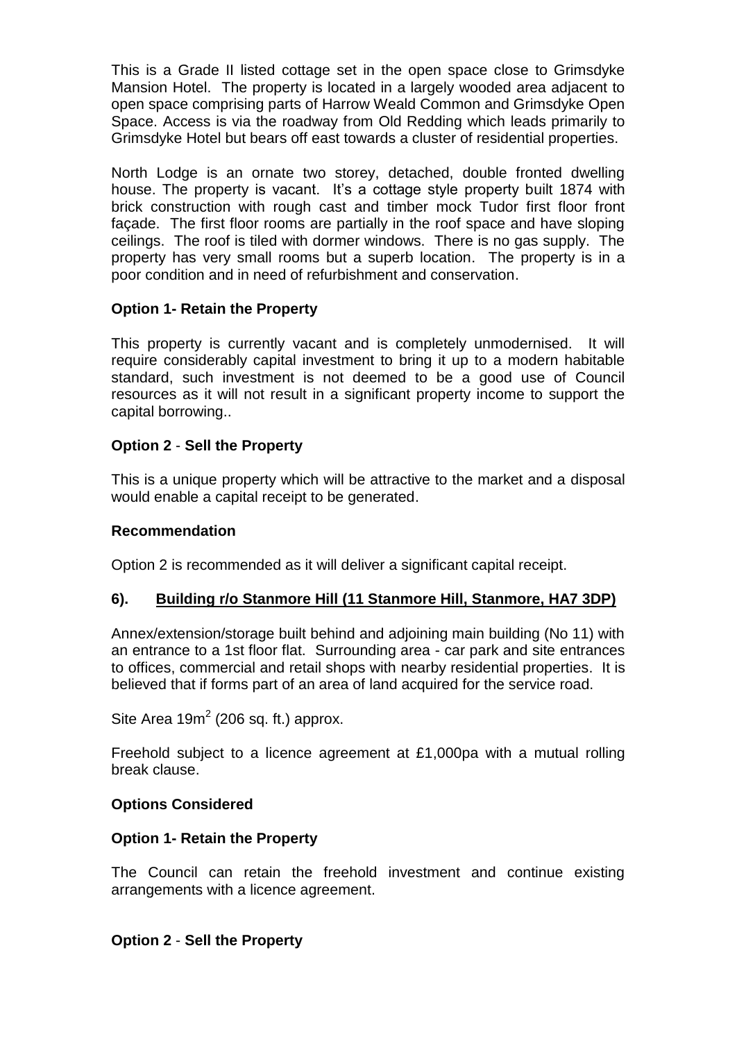This is a Grade II listed cottage set in the open space close to Grimsdyke Mansion Hotel. The property is located in a largely wooded area adjacent to open space comprising parts of Harrow Weald Common and Grimsdyke Open Space. Access is via the roadway from Old Redding which leads primarily to Grimsdyke Hotel but bears off east towards a cluster of residential properties.

North Lodge is an ornate two storey, detached, double fronted dwelling house. The property is vacant. It's a cottage style property built 1874 with brick construction with rough cast and timber mock Tudor first floor front façade. The first floor rooms are partially in the roof space and have sloping ceilings. The roof is tiled with dormer windows. There is no gas supply. The property has very small rooms but a superb location. The property is in a poor condition and in need of refurbishment and conservation.

**Option 1- Retain the Property**

This property is currently vacant and is completely unmodernised. It will require considerably capital investment to bring it up to a modern habitable standard, such investment is not deemed to be a good use of Council resources as it will not result in a significant property income to support the capital borrowing..

**Option 2** - **Sell the Property**

This is a unique property which will be attractive to the market and a disposal would enable a capital receipt to be generated.

**Recommendation**

Option 2 is recommended as it will deliver a significant capital receipt.

### 6). <u>Building r/o Stanmore Hill (11 Stanmore Hill, Stanmore, HA7 3DP)</u>

Annex/extension/storage built behind and adjoining main building (No 11) with an entrance to a 1st floor flat. Surrounding area - car park and site entrances to offices, commercial and retail shops with nearby residential properties. It is believed that if forms part of an area of land acquired for the service road.

Site Area 19m$^2$ (206 sq. ft.) approx.

Freehold subject to a licence agreement at £1,000pa with a mutual rolling break clause.

**Options Considered**

**Option 1- Retain the Property**

The Council can retain the freehold investment and continue existing arrangements with a licence agreement.

**Option 2** - **Sell the Property**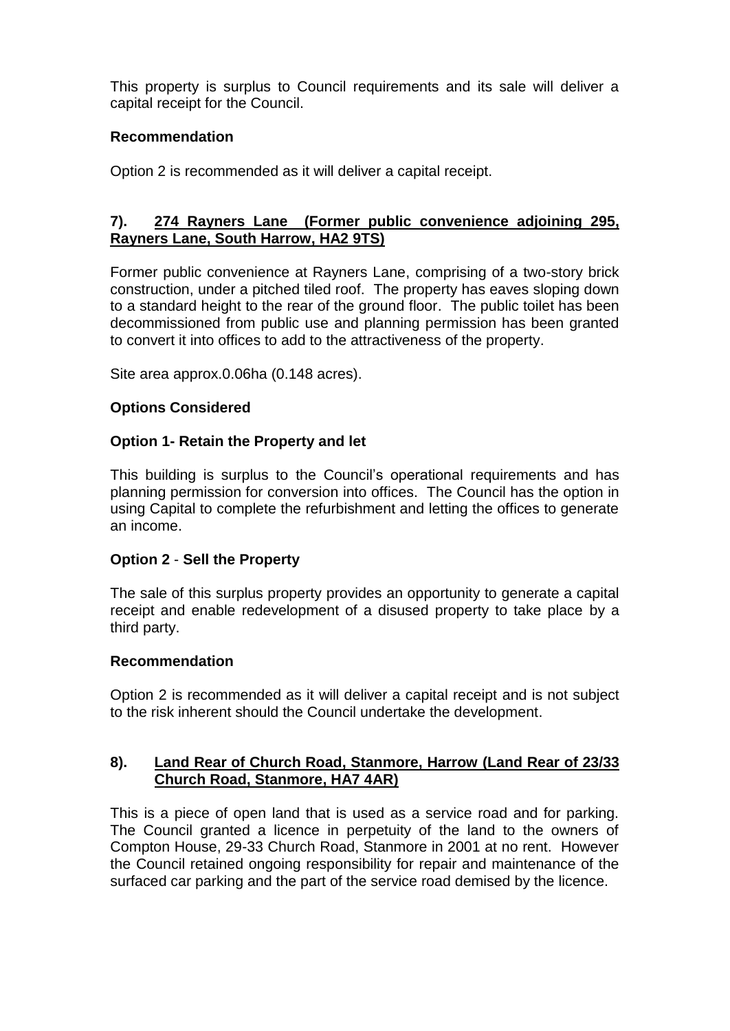This property is surplus to Council requirements and its sale will deliver a capital receipt for the Council.

**Recommendation**

Option 2 is recommended as it will deliver a capital receipt.

**7). <u>274 Rayners Lane (Former public convenience adjoining 295, Rayners Lane, South Harrow, HA2 9TS)</u>**

Former public convenience at Rayners Lane, comprising of a two-story brick construction, under a pitched tiled roof. The property has eaves sloping down to a standard height to the rear of the ground floor. The public toilet has been decommissioned from public use and planning permission has been granted to convert it into offices to add to the attractiveness of the property.

Site area approx.0.06ha (0.148 acres).

**Options Considered**

**Option 1- Retain the Property and let**

This building is surplus to the Council's operational requirements and has planning permission for conversion into offices. The Council has the option in using Capital to complete the refurbishment and letting the offices to generate an income.

**Option 2** - **Sell the Property**

The sale of this surplus property provides an opportunity to generate a capital receipt and enable redevelopment of a disused property to take place by a third party.

**Recommendation**

Option 2 is recommended as it will deliver a capital receipt and is not subject to the risk inherent should the Council undertake the development.

**8). <u>Land Rear of Church Road, Stanmore, Harrow (Land Rear of 23/33 Church Road, Stanmore, HA7 4AR)</u>**

This is a piece of open land that is used as a service road and for parking. The Council granted a licence in perpetuity of the land to the owners of Compton House, 29-33 Church Road, Stanmore in 2001 at no rent. However the Council retained ongoing responsibility for repair and maintenance of the surfaced car parking and the part of the service road demised by the licence.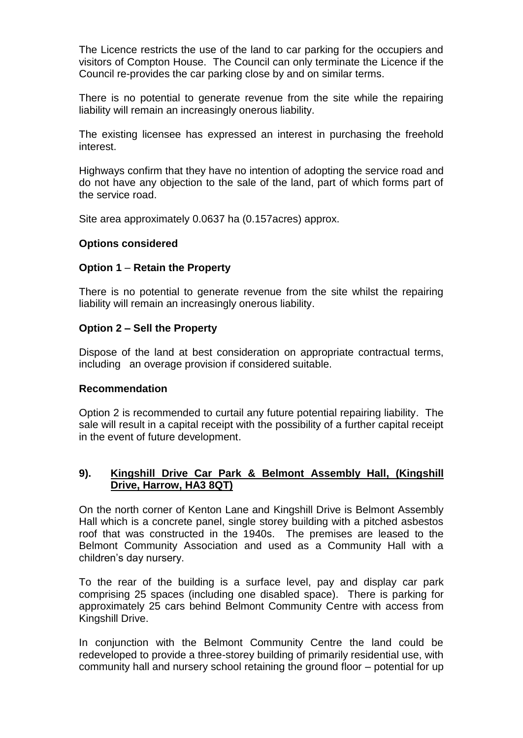The Licence restricts the use of the land to car parking for the occupiers and visitors of Compton House. The Council can only terminate the Licence if the Council re-provides the car parking close by and on similar terms.

There is no potential to generate revenue from the site while the repairing liability will remain an increasingly onerous liability.

The existing licensee has expressed an interest in purchasing the freehold interest.

Highways confirm that they have no intention of adopting the service road and do not have any objection to the sale of the land, part of which forms part of the service road.

Site area approximately 0.0637 ha (0.157acres) approx.

**Options considered**

**Option 1 – Retain the Property**

There is no potential to generate revenue from the site whilst the repairing liability will remain an increasingly onerous liability.

**Option 2 – Sell the Property**

Dispose of the land at best consideration on appropriate contractual terms, including an overage provision if considered suitable.

**Recommendation**

Option 2 is recommended to curtail any future potential repairing liability. The sale will result in a capital receipt with the possibility of a further capital receipt in the event of future development.

**9). <u>Kingshill Drive Car Park & Belmont Assembly Hall, (Kingshill Drive, Harrow, HA3 8QT)</u>**

On the north corner of Kenton Lane and Kingshill Drive is Belmont Assembly Hall which is a concrete panel, single storey building with a pitched asbestos roof that was constructed in the 1940s. The premises are leased to the Belmont Community Association and used as a Community Hall with a children's day nursery.

To the rear of the building is a surface level, pay and display car park comprising 25 spaces (including one disabled space). There is parking for approximately 25 cars behind Belmont Community Centre with access from Kingshill Drive.

In conjunction with the Belmont Community Centre the land could be redeveloped to provide a three-storey building of primarily residential use, with community hall and nursery school retaining the ground floor – potential for up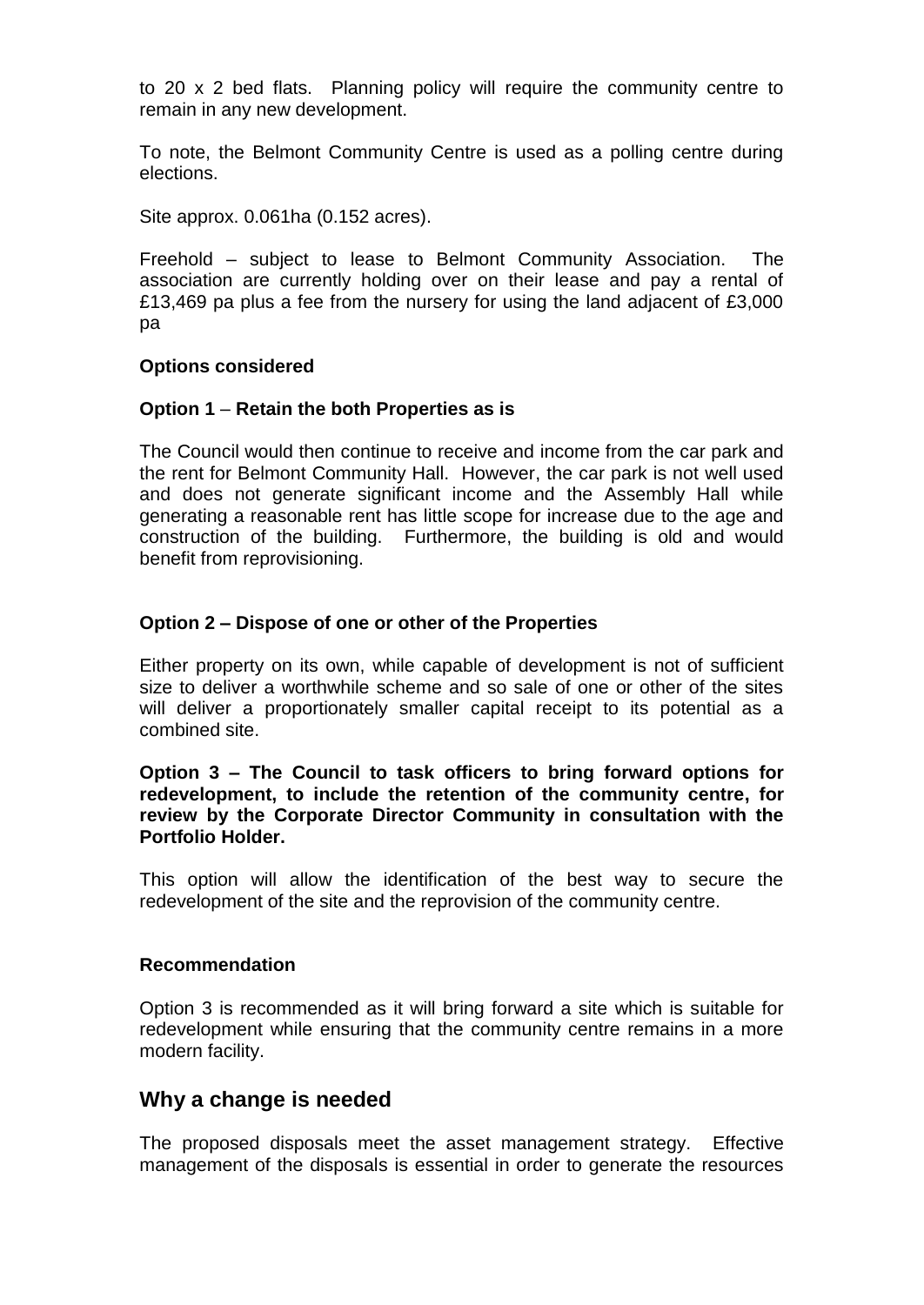to 20 x 2 bed flats. Planning policy will require the community centre to remain in any new development.

To note, the Belmont Community Centre is used as a polling centre during elections.

Site approx. 0.061ha (0.152 acres).

Freehold – subject to lease to Belmont Community Association. The association are currently holding over on their lease and pay a rental of £13,469 pa plus a fee from the nursery for using the land adjacent of £3,000 pa

**Options considered**

**Option 1** – **Retain the both Properties as is**

The Council would then continue to receive and income from the car park and the rent for Belmont Community Hall. However, the car park is not well used and does not generate significant income and the Assembly Hall while generating a reasonable rent has little scope for increase due to the age and construction of the building. Furthermore, the building is old and would benefit from reprovisioning.

**Option 2 – Dispose of one or other of the Properties**

Either property on its own, while capable of development is not of sufficient size to deliver a worthwhile scheme and so sale of one or other of the sites will deliver a proportionately smaller capital receipt to its potential as a combined site.

**Option 3 – The Council to task officers to bring forward options for redevelopment, to include the retention of the community centre, for review by the Corporate Director Community in consultation with the Portfolio Holder.**

This option will allow the identification of the best way to secure the redevelopment of the site and the reprovision of the community centre.

**Recommendation**

Option 3 is recommended as it will bring forward a site which is suitable for redevelopment while ensuring that the community centre remains in a more modern facility.

## Why a change is needed

The proposed disposals meet the asset management strategy. Effective management of the disposals is essential in order to generate the resources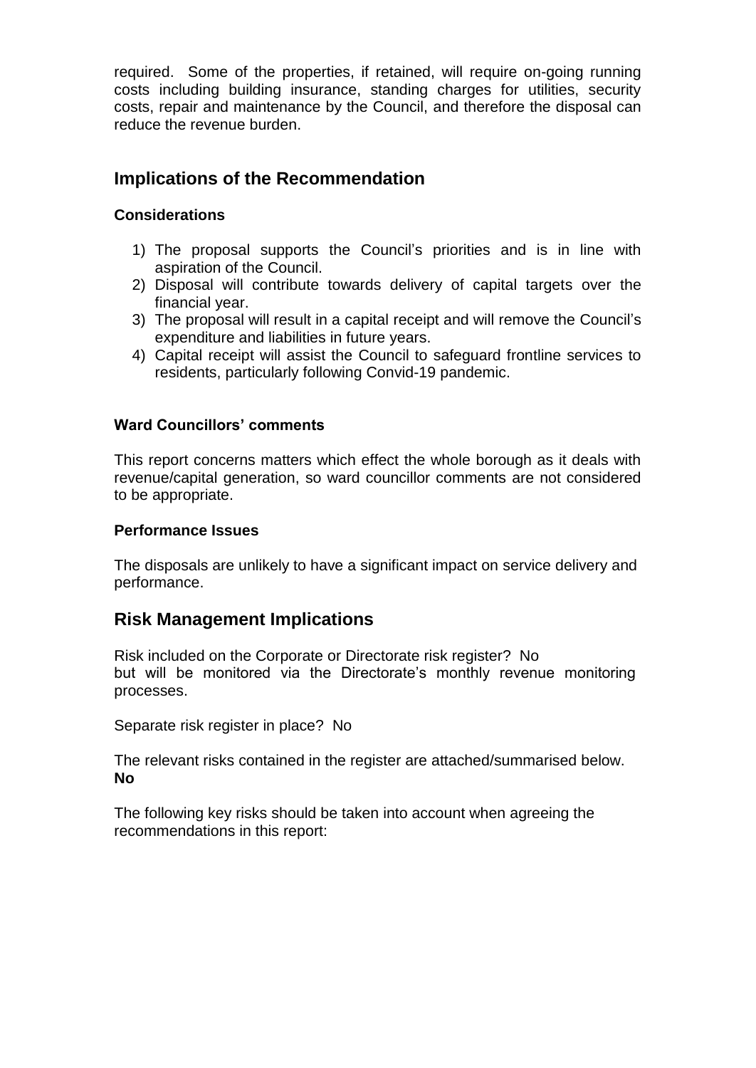required. Some of the properties, if retained, will require on-going running costs including building insurance, standing charges for utilities, security costs, repair and maintenance by the Council, and therefore the disposal can reduce the revenue burden.

## Implications of the Recommendation

### Considerations

1) The proposal supports the Council's priorities and is in line with aspiration of the Council.
2) Disposal will contribute towards delivery of capital targets over the financial year.
3) The proposal will result in a capital receipt and will remove the Council's expenditure and liabilities in future years.
4) Capital receipt will assist the Council to safeguard frontline services to residents, particularly following Convid-19 pandemic.

### Ward Councillors' comments

This report concerns matters which effect the whole borough as it deals with revenue/capital generation, so ward councillor comments are not considered to be appropriate.

### Performance Issues

The disposals are unlikely to have a significant impact on service delivery and performance.

## Risk Management Implications

Risk included on the Corporate or Directorate risk register? No but will be monitored via the Directorate's monthly revenue monitoring processes.

Separate risk register in place? No

The relevant risks contained in the register are attached/summarised below. **No**

The following key risks should be taken into account when agreeing the recommendations in this report: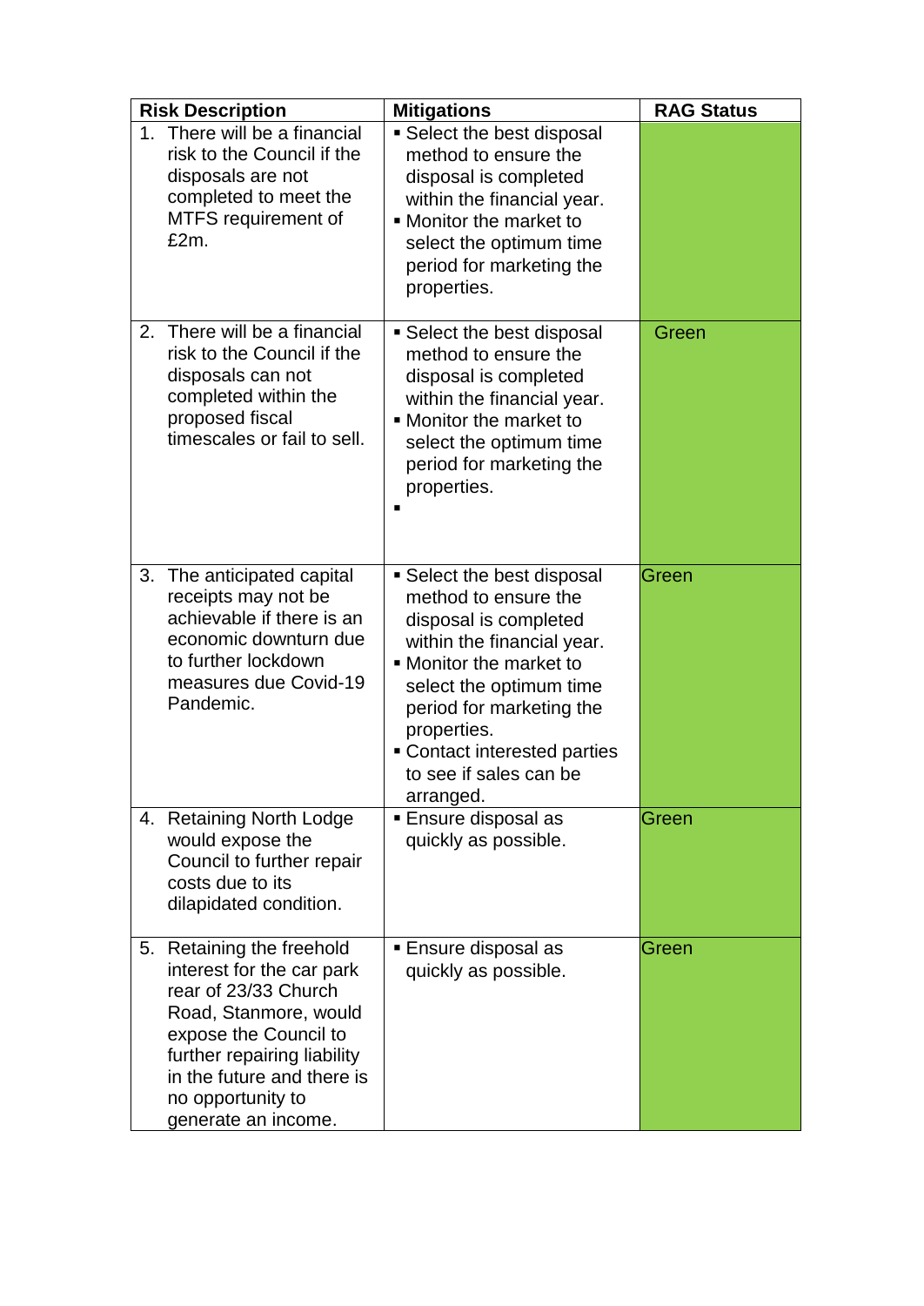| Risk Description | Mitigations | RAG Status |
|---|---|---|
| 1. There will be a financial risk to the Council if the disposals are not completed to meet the MTFS requirement of £2m. | ▪ Select the best disposal method to ensure the disposal is completed within the financial year.<br>▪ Monitor the market to select the optimum time period for marketing the properties. | |
| 2. There will be a financial risk to the Council if the disposals can not completed within the proposed fiscal timescales or fail to sell. | ▪ Select the best disposal method to ensure the disposal is completed within the financial year.<br>▪ Monitor the market to select the optimum time period for marketing the properties.<br>▪ | Green |
| 3. The anticipated capital receipts may not be achievable if there is an economic downturn due to further lockdown measures due Covid-19 Pandemic. | ▪ Select the best disposal method to ensure the disposal is completed within the financial year.<br>▪ Monitor the market to select the optimum time period for marketing the properties.<br>▪ Contact interested parties to see if sales can be arranged. | Green |
| 4. Retaining North Lodge would expose the Council to further repair costs due to its dilapidated condition. | ▪ Ensure disposal as quickly as possible. | Green |
| 5. Retaining the freehold interest for the car park rear of 23/33 Church Road, Stanmore, would expose the Council to further repairing liability in the future and there is no opportunity to generate an income. | ▪ Ensure disposal as quickly as possible. | Green |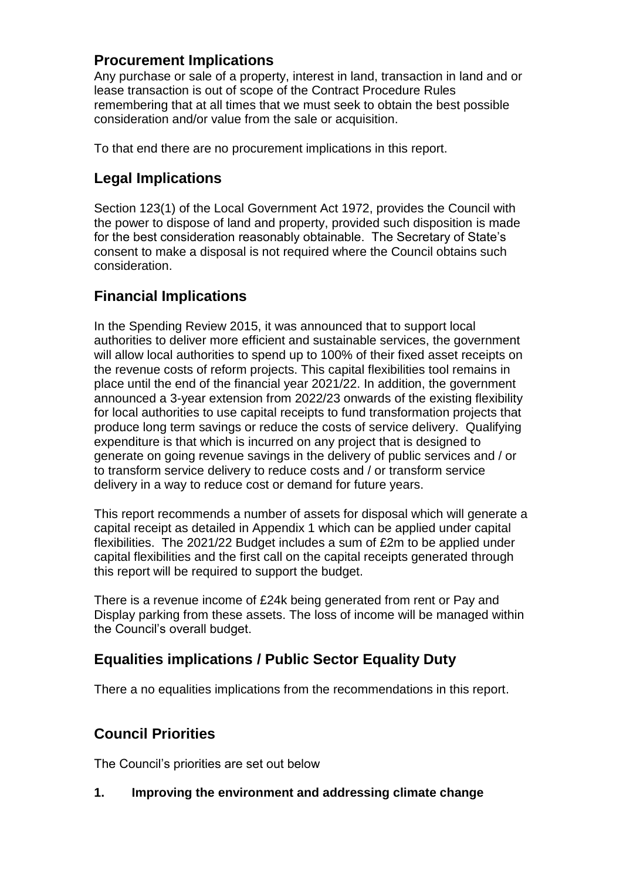## Procurement Implications

Any purchase or sale of a property, interest in land, transaction in land and or lease transaction is out of scope of the Contract Procedure Rules remembering that at all times that we must seek to obtain the best possible consideration and/or value from the sale or acquisition.

To that end there are no procurement implications in this report.

## Legal Implications

Section 123(1) of the Local Government Act 1972, provides the Council with the power to dispose of land and property, provided such disposition is made for the best consideration reasonably obtainable. The Secretary of State's consent to make a disposal is not required where the Council obtains such consideration.

## Financial Implications

In the Spending Review 2015, it was announced that to support local authorities to deliver more efficient and sustainable services, the government will allow local authorities to spend up to 100% of their fixed asset receipts on the revenue costs of reform projects. This capital flexibilities tool remains in place until the end of the financial year 2021/22. In addition, the government announced a 3-year extension from 2022/23 onwards of the existing flexibility for local authorities to use capital receipts to fund transformation projects that produce long term savings or reduce the costs of service delivery. Qualifying expenditure is that which is incurred on any project that is designed to generate on going revenue savings in the delivery of public services and / or to transform service delivery to reduce costs and / or transform service delivery in a way to reduce cost or demand for future years.

This report recommends a number of assets for disposal which will generate a capital receipt as detailed in Appendix 1 which can be applied under capital flexibilities. The 2021/22 Budget includes a sum of £2m to be applied under capital flexibilities and the first call on the capital receipts generated through this report will be required to support the budget.

There is a revenue income of £24k being generated from rent or Pay and Display parking from these assets. The loss of income will be managed within the Council's overall budget.

## Equalities implications / Public Sector Equality Duty

There a no equalities implications from the recommendations in this report.

## Council Priorities

The Council's priorities are set out below

**1. Improving the environment and addressing climate change**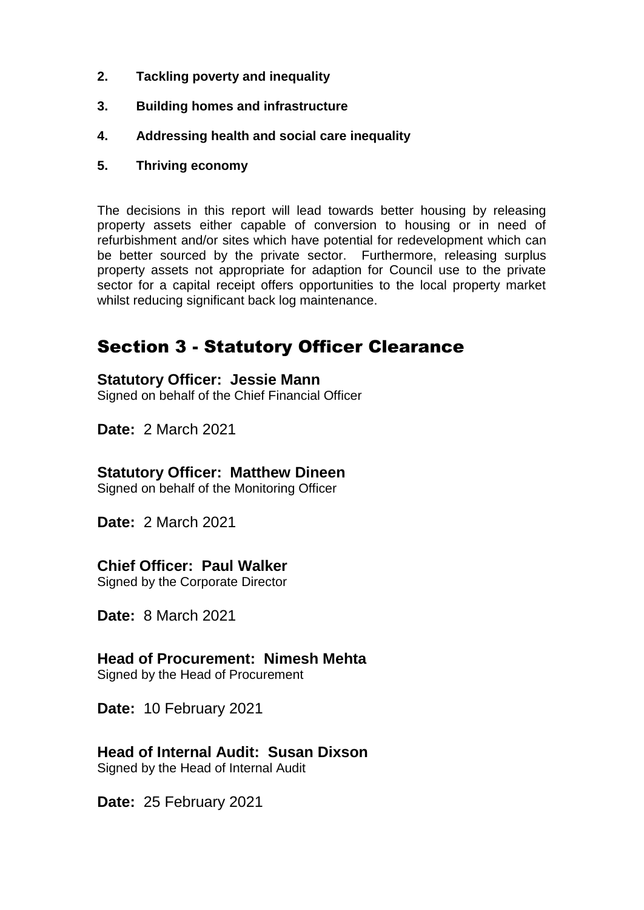**2. Tackling poverty and inequality**

**3. Building homes and infrastructure**

**4. Addressing health and social care inequality**

**5. Thriving economy**

The decisions in this report will lead towards better housing by releasing property assets either capable of conversion to housing or in need of refurbishment and/or sites which have potential for redevelopment which can be better sourced by the private sector. Furthermore, releasing surplus property assets not appropriate for adaption for Council use to the private sector for a capital receipt offers opportunities to the local property market whilst reducing significant back log maintenance.

## Section 3 - Statutory Officer Clearance

**Statutory Officer: Jessie Mann**
Signed on behalf of the Chief Financial Officer

**Date:** 2 March 2021

**Statutory Officer: Matthew Dineen**
Signed on behalf of the Monitoring Officer

**Date:** 2 March 2021

**Chief Officer: Paul Walker**
Signed by the Corporate Director

**Date:** 8 March 2021

**Head of Procurement: Nimesh Mehta**
Signed by the Head of Procurement

**Date:** 10 February 2021

**Head of Internal Audit: Susan Dixson**
Signed by the Head of Internal Audit

**Date:** 25 February 2021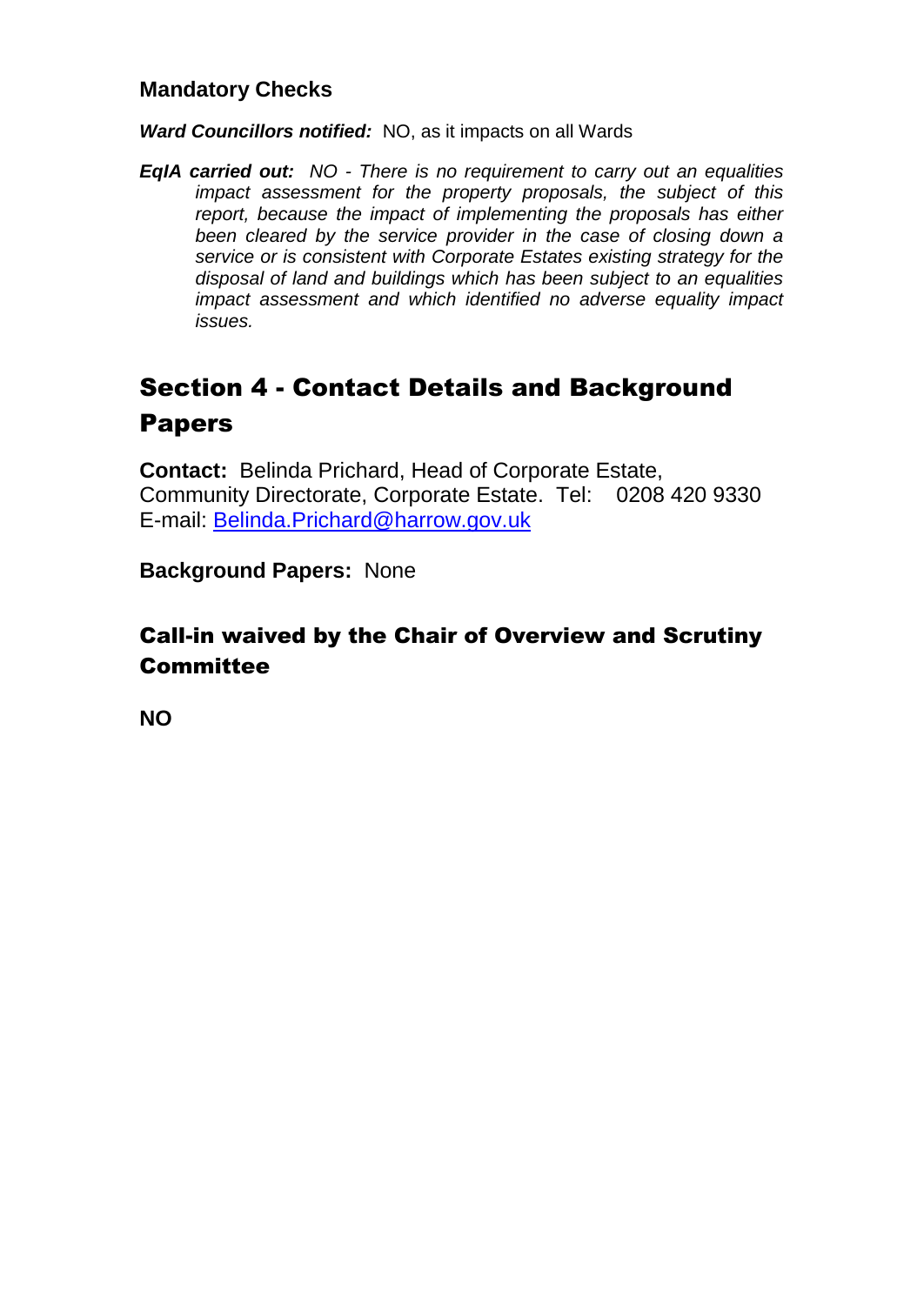### Mandatory Checks

***Ward Councillors notified:*** NO, as it impacts on all Wards

***EqIA carried out:*** *NO - There is no requirement to carry out an equalities impact assessment for the property proposals, the subject of this report, because the impact of implementing the proposals has either been cleared by the service provider in the case of closing down a service or is consistent with Corporate Estates existing strategy for the disposal of land and buildings which has been subject to an equalities impact assessment and which identified no adverse equality impact issues.*

## Section 4 - Contact Details and Background Papers

**Contact:** Belinda Prichard, Head of Corporate Estate, Community Directorate, Corporate Estate. Tel: 0208 420 9330 E-mail: Belinda.Prichard@harrow.gov.uk

**Background Papers:** None

### Call-in waived by the Chair of Overview and Scrutiny Committee

**NO**